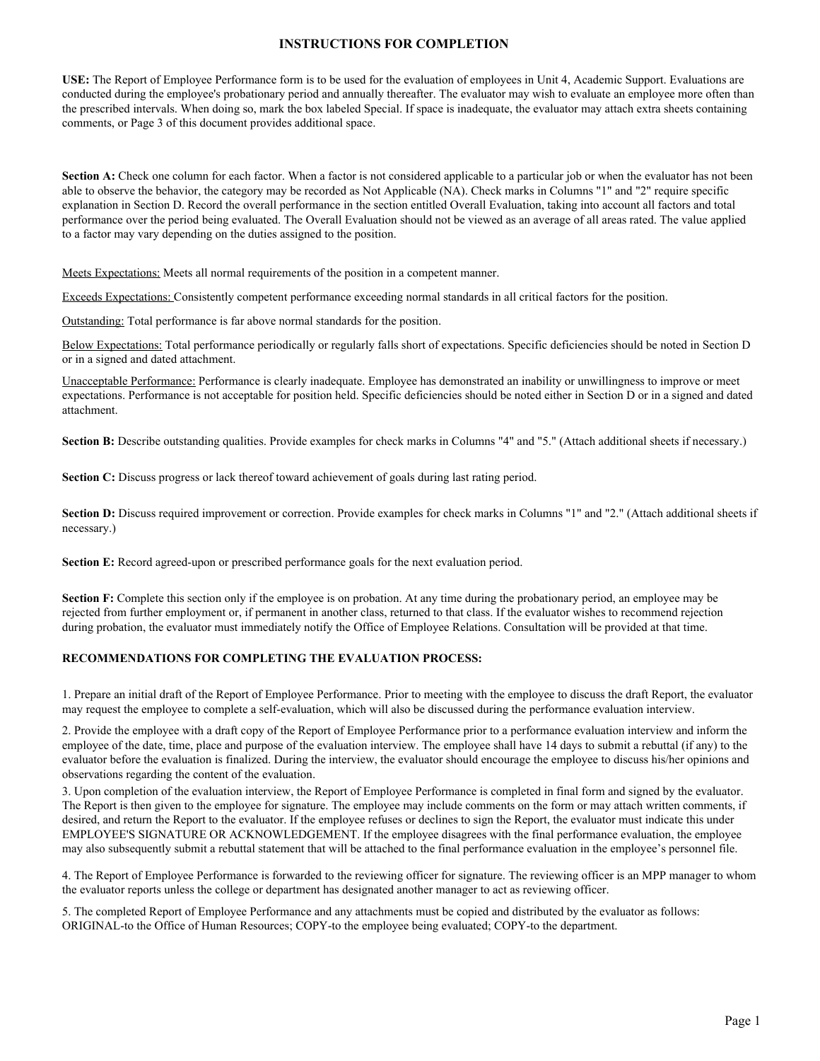# INSTRUCTIONS FOR COMPLETION

**USE:** The Report of Employee Performance form is to be used for the evaluation of employees in Unit 4, Academic Support. Evaluations are conducted during the employee's probationary period and annually thereafter. The evaluator may wish to evaluate an employee more often than the prescribed intervals. When doing so, mark the box labeled Special. If space is inadequate, the evaluator may attach extra sheets containing comments, or Page 3 of this document provides additional space.

**Section A:** Check one column for each factor. When a factor is not considered applicable to a particular job or when the evaluator has not been able to observe the behavior, the category may be recorded as Not Applicable (NA). Check marks in Columns "1" and "2" require specific explanation in Section D. Record the overall performance in the section entitled Overall Evaluation, taking into account all factors and total performance over the period being evaluated. The Overall Evaluation should not be viewed as an average of all areas rated. The value applied to a factor may vary depending on the duties assigned to the position.

<u>Meets Expectations:</u> Meets all normal requirements of the position in a competent manner.

<u>Exceeds Expectations:</u> Consistently competent performance exceeding normal standards in all critical factors for the position.

<u>Outstanding:</u> Total performance is far above normal standards for the position.

<u>Below Expectations:</u> Total performance periodically or regularly falls short of expectations. Specific deficiencies should be noted in Section D or in a signed and dated attachment.

<u>Unacceptable Performance:</u> Performance is clearly inadequate. Employee has demonstrated an inability or unwillingness to improve or meet expectations. Performance is not acceptable for position held. Specific deficiencies should be noted either in Section D or in a signed and dated attachment.

**Section B:** Describe outstanding qualities. Provide examples for check marks in Columns "4" and "5." (Attach additional sheets if necessary.)

**Section C:** Discuss progress or lack thereof toward achievement of goals during last rating period.

**Section D:** Discuss required improvement or correction. Provide examples for check marks in Columns "1" and "2." (Attach additional sheets if necessary.)

**Section E:** Record agreed-upon or prescribed performance goals for the next evaluation period.

**Section F:** Complete this section only if the employee is on probation. At any time during the probationary period, an employee may be rejected from further employment or, if permanent in another class, returned to that class. If the evaluator wishes to recommend rejection during probation, the evaluator must immediately notify the Office of Employee Relations. Consultation will be provided at that time.

**RECOMMENDATIONS FOR COMPLETING THE EVALUATION PROCESS:**

1. Prepare an initial draft of the Report of Employee Performance. Prior to meeting with the employee to discuss the draft Report, the evaluator may request the employee to complete a self-evaluation, which will also be discussed during the performance evaluation interview.

2. Provide the employee with a draft copy of the Report of Employee Performance prior to a performance evaluation interview and inform the employee of the date, time, place and purpose of the evaluation interview. The employee shall have 14 days to submit a rebuttal (if any) to the evaluator before the evaluation is finalized. During the interview, the evaluator should encourage the employee to discuss his/her opinions and observations regarding the content of the evaluation.

3. Upon completion of the evaluation interview, the Report of Employee Performance is completed in final form and signed by the evaluator. The Report is then given to the employee for signature. The employee may include comments on the form or may attach written comments, if desired, and return the Report to the evaluator. If the employee refuses or declines to sign the Report, the evaluator must indicate this under EMPLOYEE'S SIGNATURE OR ACKNOWLEDGEMENT. If the employee disagrees with the final performance evaluation, the employee may also subsequently submit a rebuttal statement that will be attached to the final performance evaluation in the employee's personnel file.

4. The Report of Employee Performance is forwarded to the reviewing officer for signature. The reviewing officer is an MPP manager to whom the evaluator reports unless the college or department has designated another manager to act as reviewing officer.

5. The completed Report of Employee Performance and any attachments must be copied and distributed by the evaluator as follows: ORIGINAL-to the Office of Human Resources; COPY-to the employee being evaluated; COPY-to the department.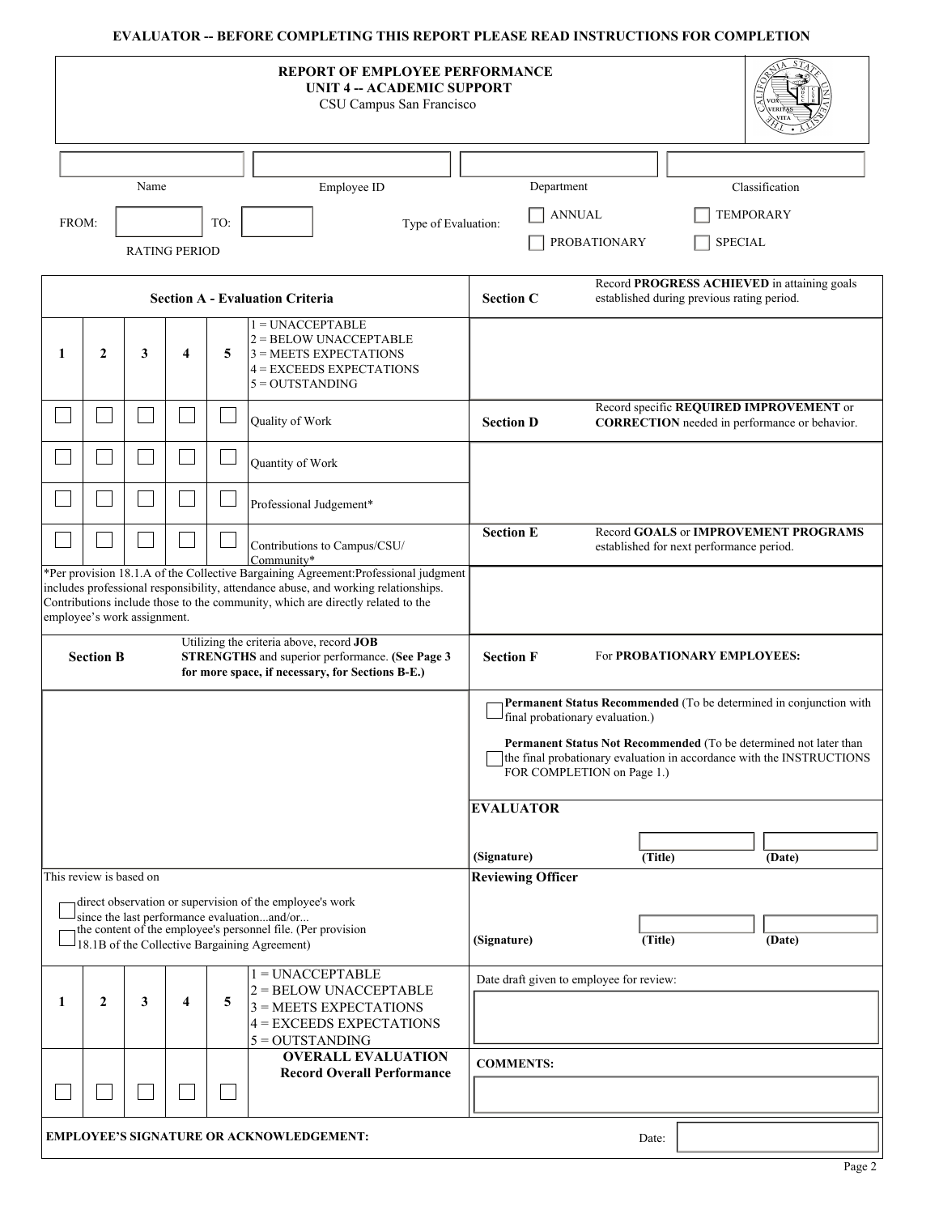**EVALUATOR -- BEFORE COMPLETING THIS REPORT PLEASE READ INSTRUCTIONS FOR COMPLETION**

# REPORT OF EMPLOYEE PERFORMANCE
## UNIT 4 -- ACADEMIC SUPPORT
CSU Campus San Francisco

| Name | Employee ID | Department | Classification |
|---|---|---|---|
| | | | |

FROM: ______ TO: ______
RATING PERIOD

Type of Evaluation: ☐ ANNUAL ☐ TEMPORARY ☐ PROBATIONARY ☐ SPECIAL

### Section A - Evaluation Criteria

| 1 | 2 | 3 | 4 | 5 | 1 = UNACCEPTABLE<br>2 = BELOW UNACCEPTABLE<br>3 = MEETS EXPECTATIONS<br>4 = EXCEEDS EXPECTATIONS<br>5 = OUTSTANDING |
|---|---|---|---|---|---|
| ☐ | ☐ | ☐ | ☐ | ☐ | Quality of Work |
| ☐ | ☐ | ☐ | ☐ | ☐ | Quantity of Work |
| ☐ | ☐ | ☐ | ☐ | ☐ | Professional Judgement* |
| ☐ | ☐ | ☐ | ☐ | ☐ | Contributions to Campus/CSU/ Community* |

*Per provision 18.1.A of the Collective Bargaining Agreement:Professional judgment includes professional responsibility, attendance abuse, and working relationships. Contributions include those to the community, which are directly related to the employee's work assignment.

**Section B** — Utilizing the criteria above, record **JOB STRENGTHS** and superior performance. **(See Page 3 for more space, if necessary, for Sections B-E.)**

This review is based on

☐ direct observation or supervision of the employee's work since the last performance evaluation...and/or...

☐ the content of the employee's personnel file. (Per provision 18.1B of the Collective Bargaining Agreement)

| 1 | 2 | 3 | 4 | 5 | 1 = UNACCEPTABLE<br>2 = BELOW UNACCEPTABLE<br>3 = MEETS EXPECTATIONS<br>4 = EXCEEDS EXPECTATIONS<br>5 = OUTSTANDING |
|---|---|---|---|---|---|
| ☐ | ☐ | ☐ | ☐ | ☐ | **OVERALL EVALUATION**<br>**Record Overall Performance** |

**Section C** — Record **PROGRESS ACHIEVED** in attaining goals established during previous rating period.

**Section D** — Record specific **REQUIRED IMPROVEMENT** or **CORRECTION** needed in performance or behavior.

**Section E** — Record **GOALS** or **IMPROVEMENT PROGRAMS** established for next performance period.

**Section F** — For **PROBATIONARY EMPLOYEES:**

☐ **Permanent Status Recommended** (To be determined in conjunction with final probationary evaluation.)

☐ **Permanent Status Not Recommended** (To be determined not later than the final probationary evaluation in accordance with the INSTRUCTIONS FOR COMPLETION on Page 1.)

**EVALUATOR**

**(Signature)** **(Title)** **(Date)**

**Reviewing Officer**

**(Signature)** **(Title)** **(Date)**

Date draft given to employee for review:

**COMMENTS:**

**EMPLOYEE'S SIGNATURE OR ACKNOWLEDGEMENT:** Date: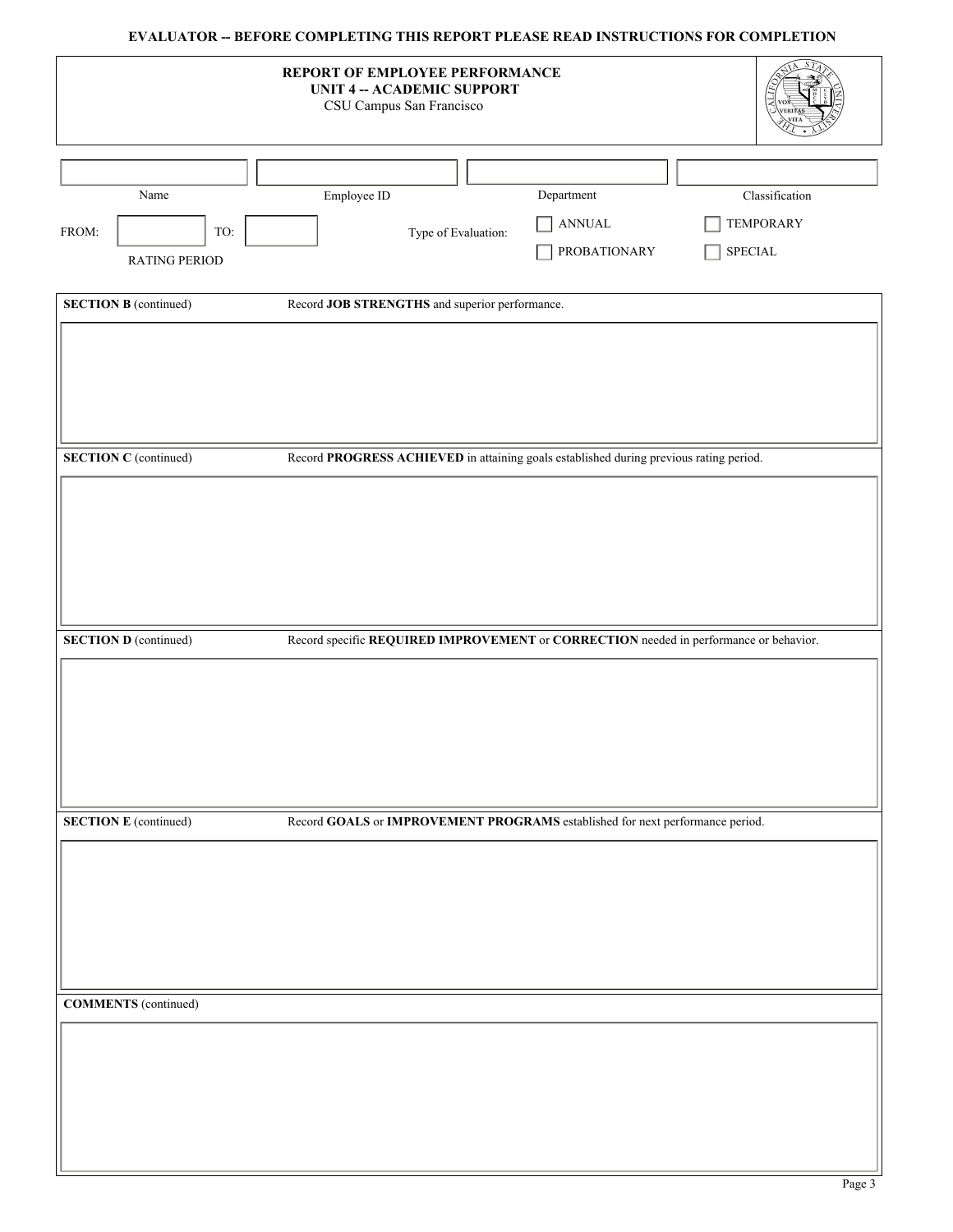**EVALUATOR -- BEFORE COMPLETING THIS REPORT PLEASE READ INSTRUCTIONS FOR COMPLETION**

**REPORT OF EMPLOYEE PERFORMANCE**
**UNIT 4 -- ACADEMIC SUPPORT**
CSU Campus San Francisco

| Name | Employee ID | Department | Classification |
|---|---|---|---|
| | | | |

FROM: ______ TO: ______
RATING PERIOD

Type of Evaluation: ☐ ANNUAL ☐ PROBATIONARY ☐ TEMPORARY ☐ SPECIAL

**SECTION B** (continued) Record **JOB STRENGTHS** and superior performance.

**SECTION C** (continued) Record **PROGRESS ACHIEVED** in attaining goals established during previous rating period.

**SECTION D** (continued) Record specific **REQUIRED IMPROVEMENT** or **CORRECTION** needed in performance or behavior.

**SECTION E** (continued) Record **GOALS** or **IMPROVEMENT PROGRAMS** established for next performance period.

**COMMENTS** (continued)